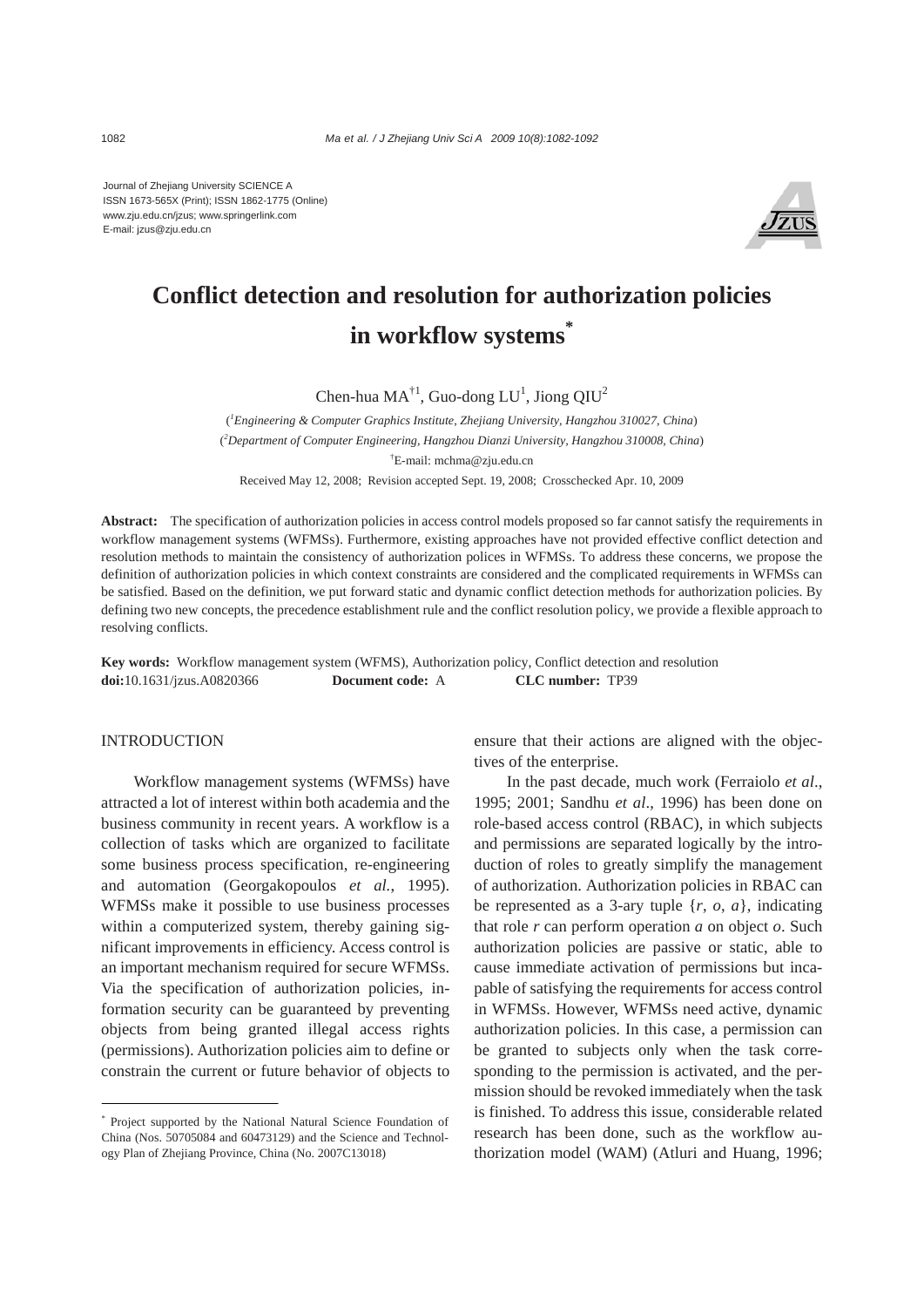Journal of Zhejiang University SCIENCE A
ISSN 1673-565X (Print); ISSN 1862-1775 (Online)
www.zju.edu.cn/jzus; www.springerlink.com
E-mail: jzus@zju.edu.cn

# Conflict detection and resolution for authorization policies in workflow systems*

Chen-hua MA[†1], Guo-dong LU[1], Jiong QIU[2]

([1]*Engineering & Computer Graphics Institute, Zhejiang University, Hangzhou 310027, China*)
([2]*Department of Computer Engineering, Hangzhou Dianzi University, Hangzhou 310008, China*)
[†]E-mail: mchma@zju.edu.cn

Received May 12, 2008; Revision accepted Sept. 19, 2008; Crosschecked Apr. 10, 2009

**Abstract:** The specification of authorization policies in access control models proposed so far cannot satisfy the requirements in workflow management systems (WFMSs). Furthermore, existing approaches have not provided effective conflict detection and resolution methods to maintain the consistency of authorization polices in WFMSs. To address these concerns, we propose the definition of authorization policies in which context constraints are considered and the complicated requirements in WFMSs can be satisfied. Based on the definition, we put forward static and dynamic conflict detection methods for authorization policies. By defining two new concepts, the precedence establishment rule and the conflict resolution policy, we provide a flexible approach to resolving conflicts.

**Key words:** Workflow management system (WFMS), Authorization policy, Conflict detection and resolution
**doi:**10.1631/jzus.A0820366 **Document code:** A **CLC number:** TP39

## INTRODUCTION

Workflow management systems (WFMSs) have attracted a lot of interest within both academia and the business community in recent years. A workflow is a collection of tasks which are organized to facilitate some business process specification, re-engineering and automation (Georgakopoulos *et al.*, 1995). WFMSs make it possible to use business processes within a computerized system, thereby gaining significant improvements in efficiency. Access control is an important mechanism required for secure WFMSs. Via the specification of authorization policies, information security can be guaranteed by preventing objects from being granted illegal access rights (permissions). Authorization policies aim to define or constrain the current or future behavior of objects to ensure that their actions are aligned with the objectives of the enterprise.

In the past decade, much work (Ferraiolo *et al*., 1995; 2001; Sandhu *et al*., 1996) has been done on role-based access control (RBAC), in which subjects and permissions are separated logically by the introduction of roles to greatly simplify the management of authorization. Authorization policies in RBAC can be represented as a 3-ary tuple $\{r, o, a\}$, indicating that role $r$ can perform operation $a$ on object $o$. Such authorization policies are passive or static, able to cause immediate activation of permissions but incapable of satisfying the requirements for access control in WFMSs. However, WFMSs need active, dynamic authorization policies. In this case, a permission can be granted to subjects only when the task corresponding to the permission is activated, and the permission should be revoked immediately when the task is finished. To address this issue, considerable related research has been done, such as the workflow authorization model (WAM) (Atluri and Huang, 1996;

---

* Project supported by the National Natural Science Foundation of China (Nos. 50705084 and 60473129) and the Science and Technology Plan of Zhejiang Province, China (No. 2007C13018)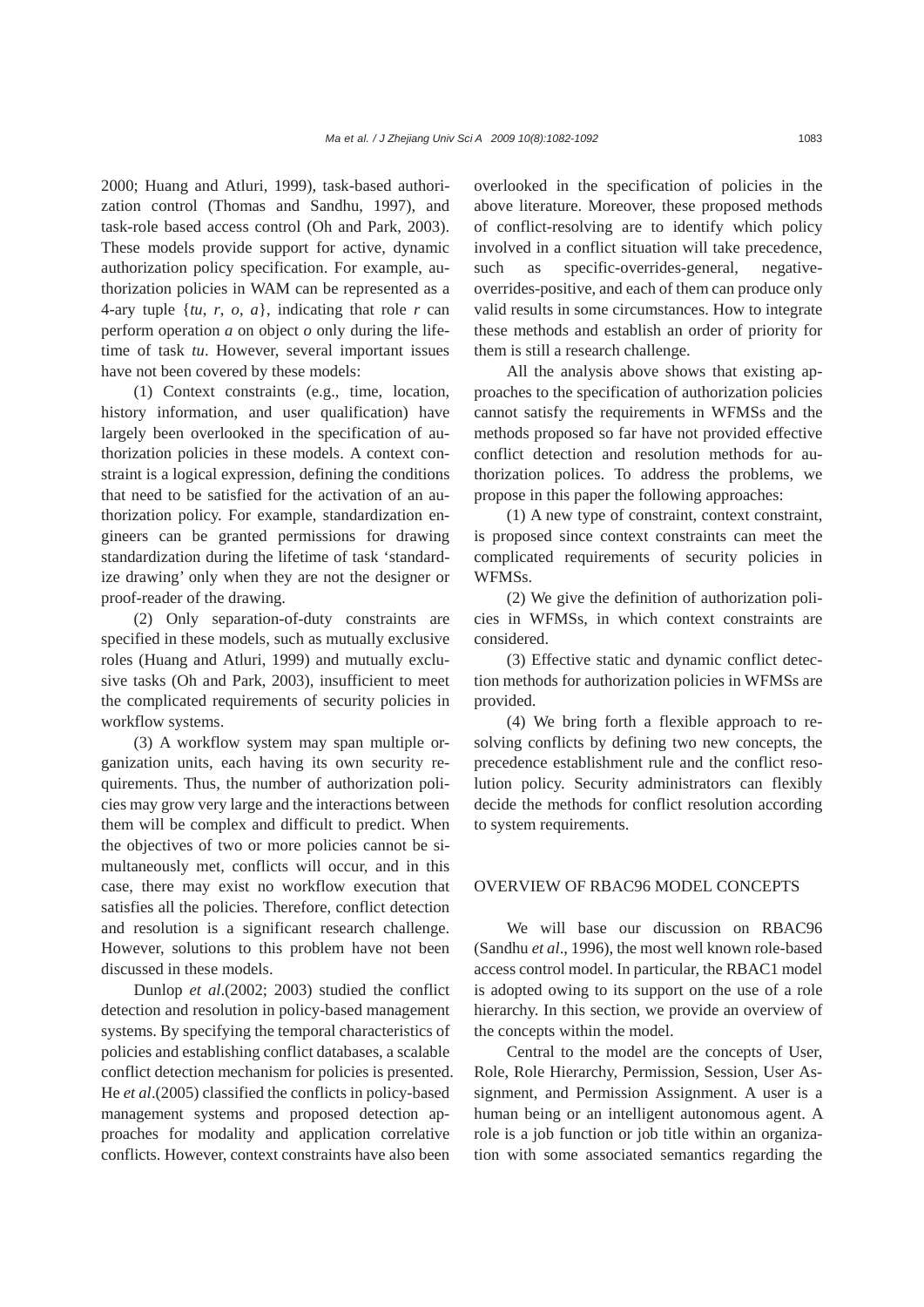2000; Huang and Atluri, 1999), task-based authorization control (Thomas and Sandhu, 1997), and task-role based access control (Oh and Park, 2003). These models provide support for active, dynamic authorization policy specification. For example, authorization policies in WAM can be represented as a 4-ary tuple {*tu*, *r*, *o*, *a*}, indicating that role *r* can perform operation *a* on object *o* only during the lifetime of task *tu*. However, several important issues have not been covered by these models:

(1) Context constraints (e.g., time, location, history information, and user qualification) have largely been overlooked in the specification of authorization policies in these models. A context constraint is a logical expression, defining the conditions that need to be satisfied for the activation of an authorization policy. For example, standardization engineers can be granted permissions for drawing standardization during the lifetime of task 'standardize drawing' only when they are not the designer or proof-reader of the drawing.

(2) Only separation-of-duty constraints are specified in these models, such as mutually exclusive roles (Huang and Atluri, 1999) and mutually exclusive tasks (Oh and Park, 2003), insufficient to meet the complicated requirements of security policies in workflow systems.

(3) A workflow system may span multiple organization units, each having its own security requirements. Thus, the number of authorization policies may grow very large and the interactions between them will be complex and difficult to predict. When the objectives of two or more policies cannot be simultaneously met, conflicts will occur, and in this case, there may exist no workflow execution that satisfies all the policies. Therefore, conflict detection and resolution is a significant research challenge. However, solutions to this problem have not been discussed in these models.

Dunlop *et al*.(2002; 2003) studied the conflict detection and resolution in policy-based management systems. By specifying the temporal characteristics of policies and establishing conflict databases, a scalable conflict detection mechanism for policies is presented. He *et al*.(2005) classified the conflicts in policy-based management systems and proposed detection approaches for modality and application correlative conflicts. However, context constraints have also been overlooked in the specification of policies in the above literature. Moreover, these proposed methods of conflict-resolving are to identify which policy involved in a conflict situation will take precedence, such as specific-overrides-general, negative-overrides-positive, and each of them can produce only valid results in some circumstances. How to integrate these methods and establish an order of priority for them is still a research challenge.

All the analysis above shows that existing approaches to the specification of authorization policies cannot satisfy the requirements in WFMSs and the methods proposed so far have not provided effective conflict detection and resolution methods for authorization polices. To address the problems, we propose in this paper the following approaches:

(1) A new type of constraint, context constraint, is proposed since context constraints can meet the complicated requirements of security policies in WFMSs.

(2) We give the definition of authorization policies in WFMSs, in which context constraints are considered.

(3) Effective static and dynamic conflict detection methods for authorization policies in WFMSs are provided.

(4) We bring forth a flexible approach to resolving conflicts by defining two new concepts, the precedence establishment rule and the conflict resolution policy. Security administrators can flexibly decide the methods for conflict resolution according to system requirements.

## OVERVIEW OF RBAC96 MODEL CONCEPTS

We will base our discussion on RBAC96 (Sandhu *et al*., 1996), the most well known role-based access control model. In particular, the RBAC1 model is adopted owing to its support on the use of a role hierarchy. In this section, we provide an overview of the concepts within the model.

Central to the model are the concepts of User, Role, Role Hierarchy, Permission, Session, User Assignment, and Permission Assignment. A user is a human being or an intelligent autonomous agent. A role is a job function or job title within an organization with some associated semantics regarding the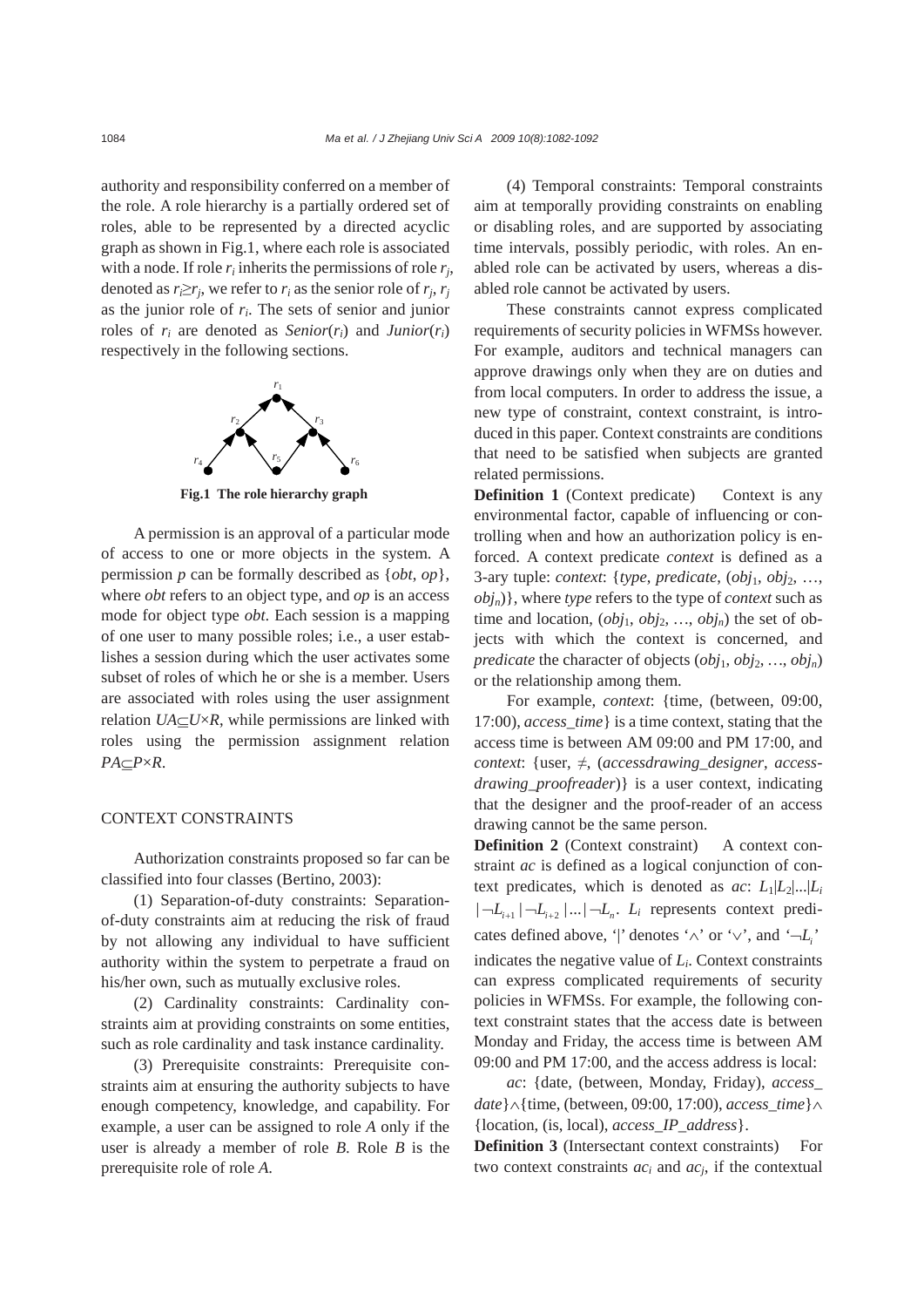authority and responsibility conferred on a member of the role. A role hierarchy is a partially ordered set of roles, able to be represented by a directed acyclic graph as shown in Fig.1, where each role is associated with a node. If role $r_i$ inherits the permissions of role $r_j$, denoted as $r_i \geq r_j$, we refer to $r_i$ as the senior role of $r_j$, $r_j$ as the junior role of $r_i$. The sets of senior and junior roles of $r_i$ are denoted as *Senior*($r_i$) and *Junior*($r_i$) respectively in the following sections.

**Fig.1 The role hierarchy graph**

A permission is an approval of a particular mode of access to one or more objects in the system. A permission $p$ can be formally described as {*obt*, *op*}, where *obt* refers to an object type, and *op* is an access mode for object type *obt*. Each session is a mapping of one user to many possible roles; i.e., a user establishes a session during which the user activates some subset of roles of which he or she is a member. Users are associated with roles using the user assignment relation $UA \subseteq U \times R$, while permissions are linked with roles using the permission assignment relation $PA \subseteq P \times R$.

## CONTEXT CONSTRAINTS

Authorization constraints proposed so far can be classified into four classes (Bertino, 2003):

(1) Separation-of-duty constraints: Separation-of-duty constraints aim at reducing the risk of fraud by not allowing any individual to have sufficient authority within the system to perpetrate a fraud on his/her own, such as mutually exclusive roles.

(2) Cardinality constraints: Cardinality constraints aim at providing constraints on some entities, such as role cardinality and task instance cardinality.

(3) Prerequisite constraints: Prerequisite constraints aim at ensuring the authority subjects to have enough competency, knowledge, and capability. For example, a user can be assigned to role *A* only if the user is already a member of role *B*. Role *B* is the prerequisite role of role *A*.

(4) Temporal constraints: Temporal constraints aim at temporally providing constraints on enabling or disabling roles, and are supported by associating time intervals, possibly periodic, with roles. An enabled role can be activated by users, whereas a disabled role cannot be activated by users.

These constraints cannot express complicated requirements of security policies in WFMSs however. For example, auditors and technical managers can approve drawings only when they are on duties and from local computers. In order to address the issue, a new type of constraint, context constraint, is introduced in this paper. Context constraints are conditions that need to be satisfied when subjects are granted related permissions.

**Definition 1** (Context predicate) Context is any environmental factor, capable of influencing or controlling when and how an authorization policy is enforced. A context predicate *context* is defined as a 3-ary tuple: *context*: {*type*, *predicate*, ($obj_1$, $obj_2$, …, $obj_n$)}, where *type* refers to the type of *context* such as time and location, ($obj_1$, $obj_2$, …, $obj_n$) the set of objects with which the context is concerned, and *predicate* the character of objects ($obj_1$, $obj_2$, …, $obj_n$) or the relationship among them.

For example, *context*: {time, (between, 09:00, 17:00), *access_time*} is a time context, stating that the access time is between AM 09:00 and PM 17:00, and *context*: {user, ≠, (*accessdrawing_designer*, *access-drawing_proofreader*)} is a user context, indicating that the designer and the proof-reader of an access drawing cannot be the same person.

**Definition 2** (Context constraint) A context constraint *ac* is defined as a logical conjunction of context predicates, which is denoted as *ac*: $L_1|L_2|...|L_i|\neg L_{i+1}|\neg L_{i+2}|...|\neg L_n$. $L_i$ represents context predicates defined above, '|' denotes '$\wedge$' or '$\vee$', and '$\neg L_i$' indicates the negative value of $L_i$. Context constraints can express complicated requirements of security policies in WFMSs. For example, the following context constraint states that the access date is between Monday and Friday, the access time is between AM 09:00 and PM 17:00, and the access address is local:

*ac*: {date, (between, Monday, Friday), *access_date*}$\wedge${time, (between, 09:00, 17:00), *access_time*}$\wedge${location, (is, local), *access_IP_address*}.

**Definition 3** (Intersectant context constraints) For two context constraints $ac_i$ and $ac_j$, if the contextual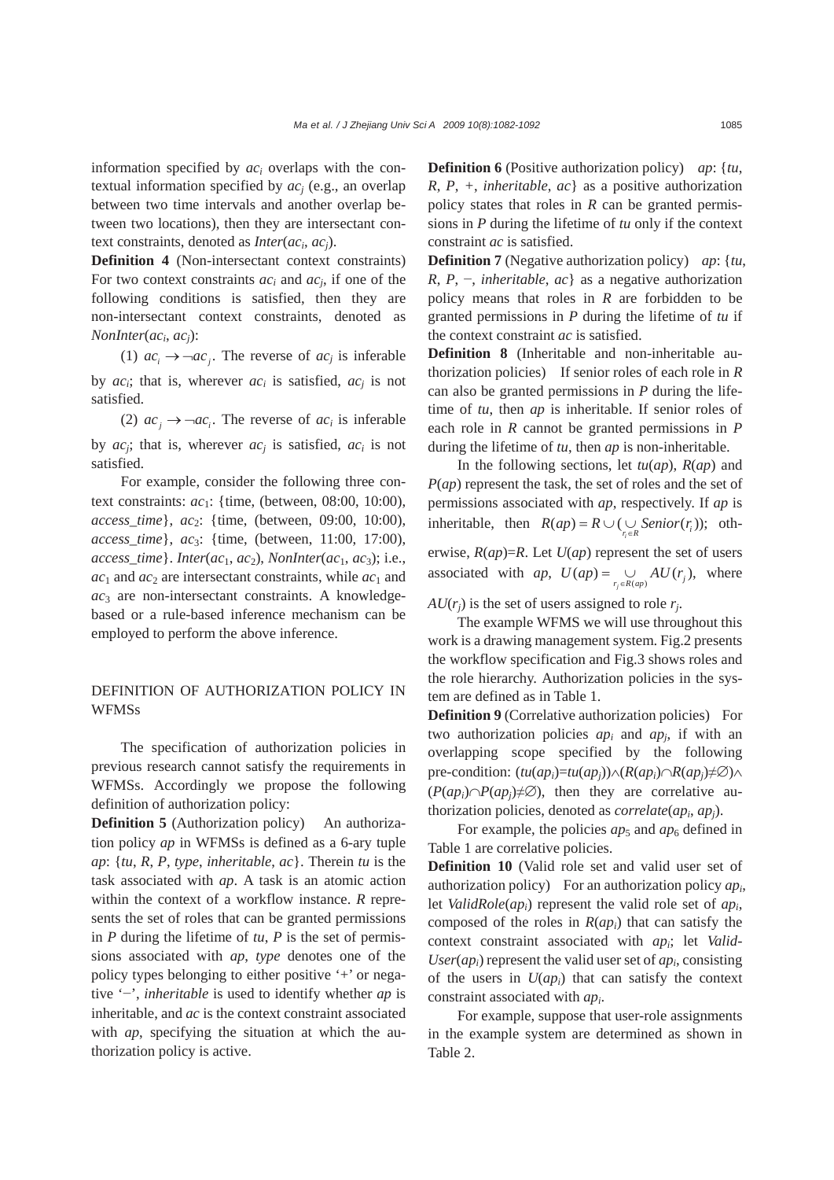information specified by $ac_i$ overlaps with the contextual information specified by $ac_j$ (e.g., an overlap between two time intervals and another overlap between two locations), then they are intersectant context constraints, denoted as *Inter*($ac_i$, $ac_j$).

**Definition 4** (Non-intersectant context constraints) For two context constraints $ac_i$ and $ac_j$, if one of the following conditions is satisfied, then they are non-intersectant context constraints, denoted as *NonInter*($ac_i$, $ac_j$):

(1) $ac_i \rightarrow \neg ac_j$. The reverse of $ac_j$ is inferable by $ac_i$; that is, wherever $ac_i$ is satisfied, $ac_j$ is not satisfied.

(2) $ac_j \rightarrow \neg ac_i$. The reverse of $ac_i$ is inferable by $ac_j$; that is, wherever $ac_j$ is satisfied, $ac_i$ is not satisfied.

For example, consider the following three context constraints: $ac_1$: {time, (between, 08:00, 10:00), *access_time*}, $ac_2$: {time, (between, 09:00, 10:00), *access_time*}, $ac_3$: {time, (between, 11:00, 17:00), *access_time*}. *Inter*($ac_1$, $ac_2$), *NonInter*($ac_1$, $ac_3$); i.e., $ac_1$ and $ac_2$ are intersectant constraints, while $ac_1$ and $ac_3$ are non-intersectant constraints. A knowledge-based or a rule-based inference mechanism can be employed to perform the above inference.

## DEFINITION OF AUTHORIZATION POLICY IN WFMSs

The specification of authorization policies in previous research cannot satisfy the requirements in WFMSs. Accordingly we propose the following definition of authorization policy:

**Definition 5** (Authorization policy) An authorization policy *ap* in WFMSs is defined as a 6-ary tuple *ap*: {*tu*, *R*, *P*, *type*, *inheritable*, *ac*}. Therein *tu* is the task associated with *ap*. A task is an atomic action within the context of a workflow instance. *R* represents the set of roles that can be granted permissions in *P* during the lifetime of *tu*, *P* is the set of permissions associated with *ap*, *type* denotes one of the policy types belonging to either positive '+' or negative '−', *inheritable* is used to identify whether *ap* is inheritable, and *ac* is the context constraint associated with *ap*, specifying the situation at which the authorization policy is active.

**Definition 6** (Positive authorization policy) *ap*: {*tu*, *R*, *P*, +, *inheritable*, *ac*} as a positive authorization policy states that roles in *R* can be granted permissions in *P* during the lifetime of *tu* only if the context constraint *ac* is satisfied.

**Definition 7** (Negative authorization policy) *ap*: {*tu*, *R*, *P*, −, *inheritable*, *ac*} as a negative authorization policy means that roles in *R* are forbidden to be granted permissions in *P* during the lifetime of *tu* if the context constraint *ac* is satisfied.

**Definition 8** (Inheritable and non-inheritable authorization policies) If senior roles of each role in *R* can also be granted permissions in *P* during the lifetime of *tu*, then *ap* is inheritable. If senior roles of each role in *R* cannot be granted permissions in *P* during the lifetime of *tu*, then *ap* is non-inheritable.

In the following sections, let *tu*(*ap*), *R*(*ap*) and *P*(*ap*) represent the task, the set of roles and the set of permissions associated with *ap*, respectively. If *ap* is inheritable, then $R(ap) = R \cup (\bigcup_{r_i \in R} Senior(r_i))$; otherwise, *R*(*ap*)=*R*. Let *U*(*ap*) represent the set of users associated with *ap*, $U(ap) = \bigcup_{r_j \in R(ap)} AU(r_j)$, where $AU(r_j)$ is the set of users assigned to role $r_j$.

The example WFMS we will use throughout this work is a drawing management system. Fig.2 presents the workflow specification and Fig.3 shows roles and the role hierarchy. Authorization policies in the system are defined as in Table 1.

**Definition 9** (Correlative authorization policies) For two authorization policies $ap_i$ and $ap_j$, if with an overlapping scope specified by the following pre-condition: $(tu(ap_i)=tu(ap_j)) \wedge (R(ap_i) \cap R(ap_j) \neq \varnothing) \wedge (P(ap_i) \cap P(ap_j) \neq \varnothing)$, then they are correlative authorization policies, denoted as *correlate*($ap_i$, $ap_j$).

For example, the policies $ap_5$ and $ap_6$ defined in Table 1 are correlative policies.

**Definition 10** (Valid role set and valid user set of authorization policy) For an authorization policy $ap_i$, let *ValidRole*($ap_i$) represent the valid role set of $ap_i$, composed of the roles in $R(ap_i)$ that can satisfy the context constraint associated with $ap_i$; let *ValidUser*($ap_i$) represent the valid user set of $ap_i$, consisting of the users in $U(ap_i)$ that can satisfy the context constraint associated with $ap_i$.

For example, suppose that user-role assignments in the example system are determined as shown in Table 2.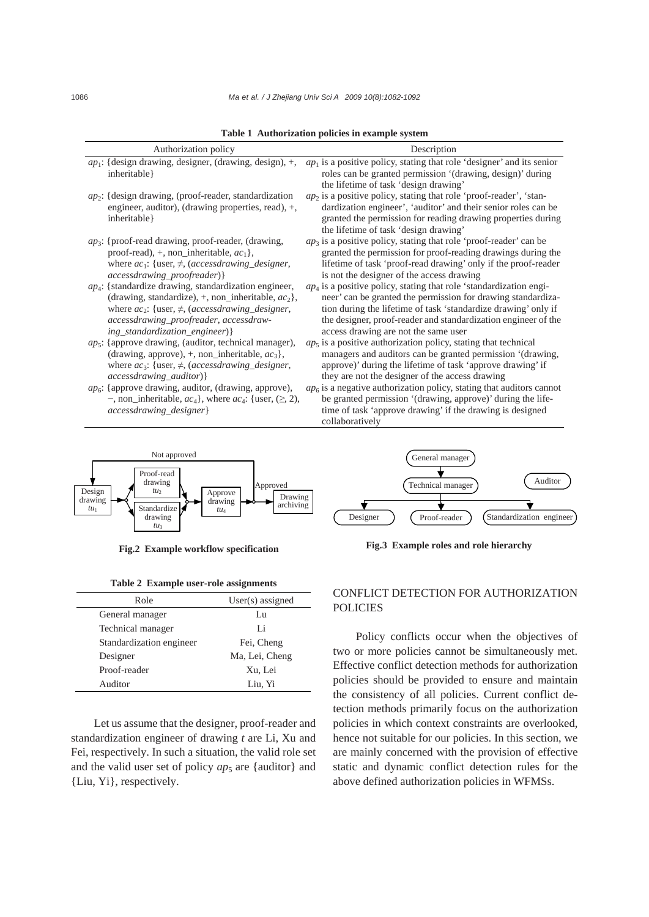**Table 1 Authorization policies in example system**

| Authorization policy | Description |
|---|---|
| $ap_1$: {design drawing, designer, (drawing, design), +, inheritable} | $ap_1$ is a positive policy, stating that role 'designer' and its senior roles can be granted permission '(drawing, design)' during the lifetime of task 'design drawing' |
| $ap_2$: {design drawing, (proof-reader, standardization engineer, auditor), (drawing properties, read), +, inheritable} | $ap_2$ is a positive policy, stating that role 'proof-reader', 'standardization engineer', 'auditor' and their senior roles can be granted the permission for reading drawing properties during the lifetime of task 'design drawing' |
| $ap_3$: {proof-read drawing, proof-reader, (drawing, proof-read), +, non_inheritable, $ac_1$}, where $ac_1$: {user, $\neq$, (*accessdrawing_designer*, *accessdrawing_proofreader*)} | $ap_3$ is a positive policy, stating that role 'proof-reader' can be granted the permission for proof-reading drawings during the lifetime of task 'proof-read drawing' only if the proof-reader is not the designer of the access drawing |
| $ap_4$: {standardize drawing, standardization engineer, (drawing, standardize), +, non_inheritable, $ac_2$}, where $ac_2$: {user, $\neq$, (*accessdrawing_designer*, *accessdrawing_proofreader*, *accessdrawing_standardization_engineer*)} | $ap_4$ is a positive policy, stating that role 'standardization engineer' can be granted the permission for drawing standardization during the lifetime of task 'standardize drawing' only if the designer, proof-reader and standardization engineer of the access drawing are not the same user |
| $ap_5$: {approve drawing, (auditor, technical manager), (drawing, approve), +, non_inheritable, $ac_3$}, where $ac_3$: {user, $\neq$, (*accessdrawing_designer*, *accessdrawing_auditor*)} | $ap_5$ is a positive authorization policy, stating that technical managers and auditors can be granted permission '(drawing, approve)' during the lifetime of task 'approve drawing' if they are not the designer of the access drawing |
| $ap_6$: {approve drawing, auditor, (drawing, approve), −, non_inheritable, $ac_4$}, where $ac_4$: {user, ($\geq$, 2), *accessdrawing_designer*} | $ap_6$ is a negative authorization policy, stating that auditors cannot be granted permission '(drawing, approve)' during the lifetime of task 'approve drawing' if the drawing is designed collaboratively |

**Fig.2 Example workflow specification**

**Fig.3 Example roles and role hierarchy**

**Table 2 Example user-role assignments**

| Role | User(s) assigned |
|---|---|
| General manager | Lu |
| Technical manager | Li |
| Standardization engineer | Fei, Cheng |
| Designer | Ma, Lei, Cheng |
| Proof-reader | Xu, Lei |
| Auditor | Liu, Yi |

Let us assume that the designer, proof-reader and standardization engineer of drawing *t* are Li, Xu and Fei, respectively. In such a situation, the valid role set and the valid user set of policy $ap_5$ are {auditor} and {Liu, Yi}, respectively.

## CONFLICT DETECTION FOR AUTHORIZATION POLICIES

Policy conflicts occur when the objectives of two or more policies cannot be simultaneously met. Effective conflict detection methods for authorization policies should be provided to ensure and maintain the consistency of all policies. Current conflict detection methods primarily focus on the authorization policies in which context constraints are overlooked, hence not suitable for our policies. In this section, we are mainly concerned with the provision of effective static and dynamic conflict detection rules for the above defined authorization policies in WFMSs.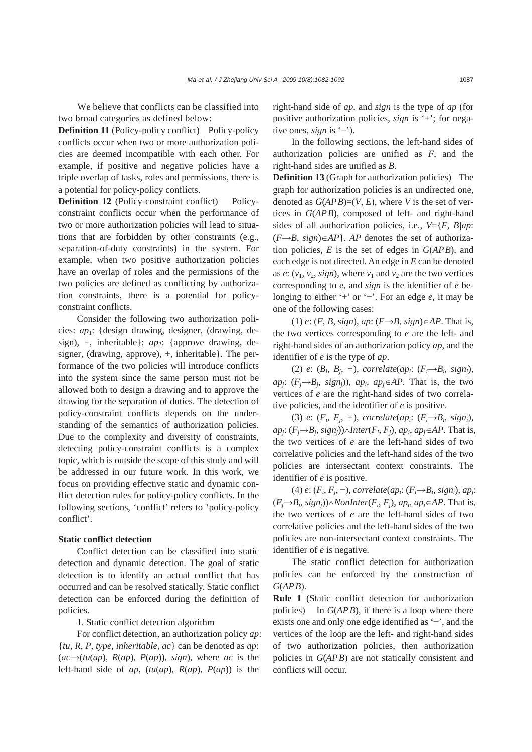We believe that conflicts can be classified into two broad categories as defined below:

**Definition 11** (Policy-policy conflict) Policy-policy conflicts occur when two or more authorization policies are deemed incompatible with each other. For example, if positive and negative policies have a triple overlap of tasks, roles and permissions, there is a potential for policy-policy conflicts.

**Definition 12** (Policy-constraint conflict) Policy-constraint conflicts occur when the performance of two or more authorization policies will lead to situations that are forbidden by other constraints (e.g., separation-of-duty constraints) in the system. For example, when two positive authorization policies have an overlap of roles and the permissions of the two policies are defined as conflicting by authorization constraints, there is a potential for policy-constraint conflicts.

Consider the following two authorization policies: $ap_1$: {design drawing, designer, (drawing, design), +, inheritable}; $ap_2$: {approve drawing, designer, (drawing, approve), +, inheritable}. The performance of the two policies will introduce conflicts into the system since the same person must not be allowed both to design a drawing and to approve the drawing for the separation of duties. The detection of policy-constraint conflicts depends on the understanding of the semantics of authorization policies. Due to the complexity and diversity of constraints, detecting policy-constraint conflicts is a complex topic, which is outside the scope of this study and will be addressed in our future work. In this work, we focus on providing effective static and dynamic conflict detection rules for policy-policy conflicts. In the following sections, 'conflict' refers to 'policy-policy conflict'.

### Static conflict detection

Conflict detection can be classified into static detection and dynamic detection. The goal of static detection is to identify an actual conflict that has occurred and can be resolved statically. Static conflict detection can be enforced during the definition of policies.

1. Static conflict detection algorithm

For conflict detection, an authorization policy *ap*: {*tu*, *R*, *P*, *type*, *inheritable*, *ac*} can be denoted as *ap*: ($ac \rightarrow (tu(ap), R(ap), P(ap))$, *sign*), where *ac* is the left-hand side of *ap*, ($tu(ap)$, $R(ap)$, $P(ap)$) is the right-hand side of *ap*, and *sign* is the type of *ap* (for positive authorization policies, *sign* is '+'; for negative ones, *sign* is '−').

In the following sections, the left-hand sides of authorization policies are unified as *F*, and the right-hand sides are unified as *B*.

**Definition 13** (Graph for authorization policies) The graph for authorization policies is an undirected one, denoted as $G(APB)=(V, E)$, where *V* is the set of vertices in $G(APB)$, composed of left- and right-hand sides of all authorization policies, i.e., $V=\{F, B \mid ap: (F \rightarrow B, sign) \in AP\}$. *AP* denotes the set of authorization policies, *E* is the set of edges in $G(APB)$, and each edge is not directed. An edge in *E* can be denoted as *e*: ($v_1$, $v_2$, *sign*), where $v_1$ and $v_2$ are the two vertices corresponding to *e*, and *sign* is the identifier of *e* belonging to either '+' or '−'. For an edge *e*, it may be one of the following cases:

(1) *e*: (*F*, *B*, *sign*), *ap*: $(F \rightarrow B, sign) \in AP$. That is, the two vertices corresponding to *e* are the left- and right-hand sides of an authorization policy *ap*, and the identifier of *e* is the type of *ap*.

(2) *e*: ($B_i$, $B_j$, +), *correlate*($ap_i$: ($F_i \rightarrow B_i$, $sign_i$), $ap_j$: ($F_j \rightarrow B_j$, $sign_j$)), $ap_i$, $ap_j \in AP$. That is, the two vertices of *e* are the right-hand sides of two correlative policies, and the identifier of *e* is positive.

(3) *e*: ($F_i$, $F_j$, +), *correlate*($ap_i$: ($F_i \rightarrow B_i$, $sign_i$), $ap_j$: ($F_j \rightarrow B_j$, $sign_j$))$\wedge$*Inter*($F_i$, $F_j$), $ap_i$, $ap_j \in AP$. That is, the two vertices of *e* are the left-hand sides of two correlative policies and the left-hand sides of the two policies are intersectant context constraints. The identifier of *e* is positive.

(4) *e*: ($F_i$, $F_j$, −), *correlate*($ap_i$: ($F_i \rightarrow B_i$, $sign_i$), $ap_j$: ($F_j \rightarrow B_j$, $sign_j$))$\wedge$*NonInter*($F_i$, $F_j$), $ap_i$, $ap_j \in AP$. That is, the two vertices of *e* are the left-hand sides of two correlative policies and the left-hand sides of the two policies are non-intersectant context constraints. The identifier of *e* is negative.

The static conflict detection for authorization policies can be enforced by the construction of $G(APB)$.

**Rule 1** (Static conflict detection for authorization policies) In $G(APB)$, if there is a loop where there exists one and only one edge identified as '−', and the vertices of the loop are the left- and right-hand sides of two authorization policies, then authorization policies in $G(APB)$ are not statically consistent and conflicts will occur.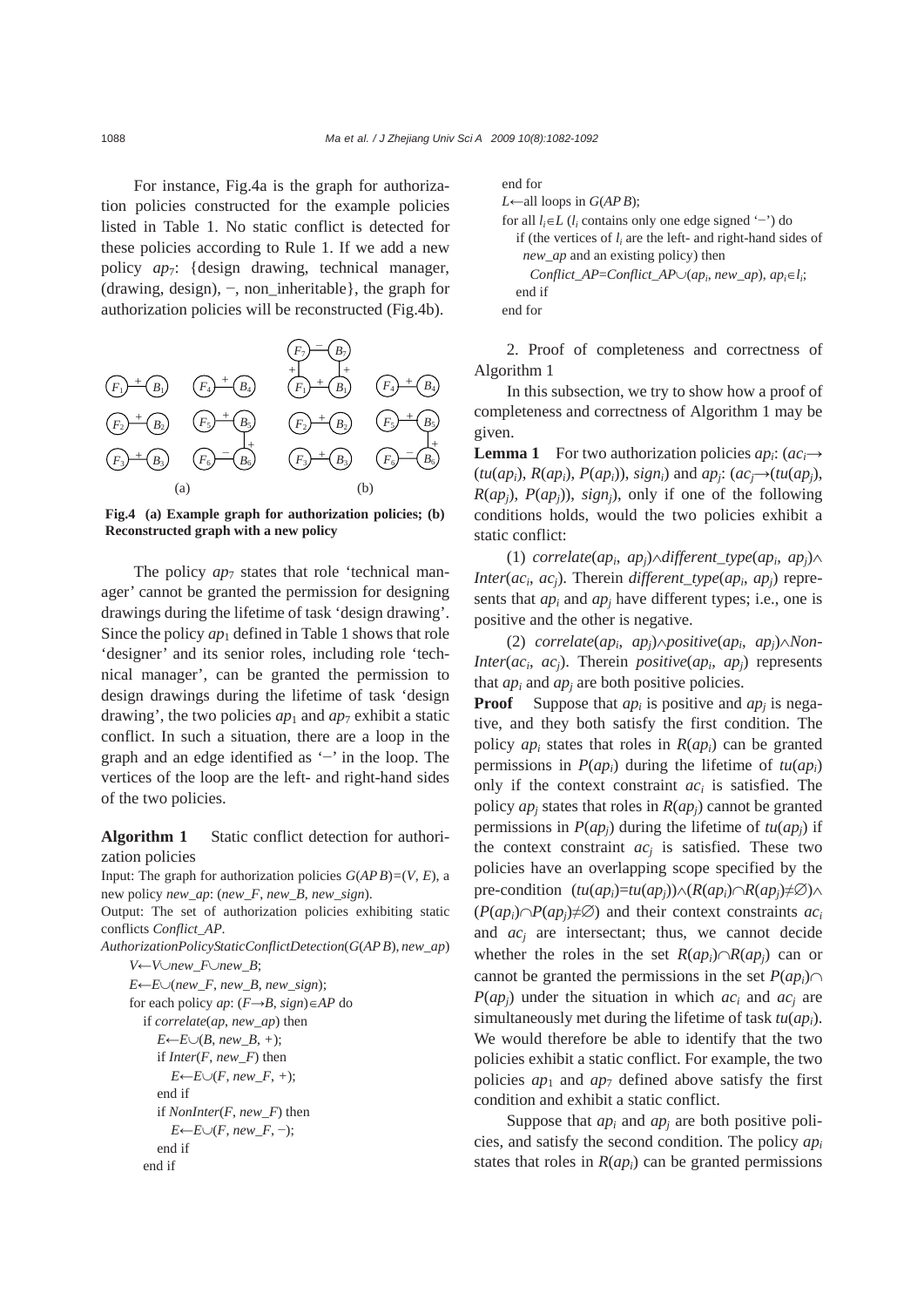For instance, Fig.4a is the graph for authorization policies constructed for the example policies listed in Table 1. No static conflict is detected for these policies according to Rule 1. If we add a new policy $ap_7$: {design drawing, technical manager, (drawing, design), −, non_inheritable}, the graph for authorization policies will be reconstructed (Fig.4b).

**Fig.4 (a) Example graph for authorization policies; (b) Reconstructed graph with a new policy**

The policy $ap_7$ states that role 'technical manager' cannot be granted the permission for designing drawings during the lifetime of task 'design drawing'. Since the policy $ap_1$ defined in Table 1 shows that role 'designer' and its senior roles, including role 'technical manager', can be granted the permission to design drawings during the lifetime of task 'design drawing', the two policies $ap_1$ and $ap_7$ exhibit a static conflict. In such a situation, there are a loop in the graph and an edge identified as '−' in the loop. The vertices of the loop are the left- and right-hand sides of the two policies.

**Algorithm 1** Static conflict detection for authorization policies

Input: The graph for authorization policies $G(APB)=(V, E)$, a new policy *new_ap*: (*new_F*, *new_B*, *new_sign*).

Output: The set of authorization policies exhibiting static conflicts *Conflict_AP*.

```
AuthorizationPolicyStaticConflictDetection(G(APB), new_ap)
  V←V∪new_F∪new_B;
  E←E∪(new_F, new_B, new_sign);
  for each policy ap: (F→B, sign)∈AP do
    if correlate(ap, new_ap) then
      E←E∪(B, new_B, +);
      if Inter(F, new_F) then
        E←E∪(F, new_F, +);
      end if
      if NonInter(F, new_F) then
        E←E∪(F, new_F, −);
      end if
    end if
  end for
  L←all loops in G(APB);
  for all l_i∈L (l_i contains only one edge signed '−') do
    if (the vertices of l_i are the left- and right-hand sides of
      new_ap and an existing policy) then
      Conflict_AP=Conflict_AP∪(ap_i, new_ap), ap_i∈l_i;
    end if
  end for
```

2. Proof of completeness and correctness of Algorithm 1

In this subsection, we try to show how a proof of completeness and correctness of Algorithm 1 may be given.

**Lemma 1** For two authorization policies $ap_i$: ($ac_i$→($tu(ap_i)$, $R(ap_i)$, $P(ap_i)$), $sign_i$) and $ap_j$: ($ac_j$→($tu(ap_j)$, $R(ap_j)$, $P(ap_j)$), $sign_j$), only if one of the following conditions holds, would the two policies exhibit a static conflict:

(1) $correlate(ap_i, ap_j) \wedge different\_type(ap_i, ap_j) \wedge Inter(ac_i, ac_j)$. Therein $different\_type(ap_i, ap_j)$ represents that $ap_i$ and $ap_j$ have different types; i.e., one is positive and the other is negative.

(2) $correlate(ap_i, ap_j) \wedge positive(ap_i, ap_j) \wedge NonInter(ac_i, ac_j)$. Therein $positive(ap_i, ap_j)$ represents that $ap_i$ and $ap_j$ are both positive policies.

**Proof** Suppose that $ap_i$ is positive and $ap_j$ is negative, and they both satisfy the first condition. The policy $ap_i$ states that roles in $R(ap_i)$ can be granted permissions in $P(ap_i)$ during the lifetime of $tu(ap_i)$ only if the context constraint $ac_i$ is satisfied. The policy $ap_j$ states that roles in $R(ap_j)$ cannot be granted permissions in $P(ap_j)$ during the lifetime of $tu(ap_j)$ if the context constraint $ac_j$ is satisfied. These two policies have an overlapping scope specified by the pre-condition $(tu(ap_i)=tu(ap_j)) \wedge (R(ap_i) \cap R(ap_j) \neq \varnothing) \wedge (P(ap_i) \cap P(ap_j) \neq \varnothing)$ and their context constraints $ac_i$ and $ac_j$ are intersectant; thus, we cannot decide whether the roles in the set $R(ap_i) \cap R(ap_j)$ can or cannot be granted the permissions in the set $P(ap_i) \cap P(ap_j)$ under the situation in which $ac_i$ and $ac_j$ are simultaneously met during the lifetime of task $tu(ap_i)$. We would therefore be able to identify that the two policies exhibit a static conflict. For example, the two policies $ap_1$ and $ap_7$ defined above satisfy the first condition and exhibit a static conflict.

Suppose that $ap_i$ and $ap_j$ are both positive policies, and satisfy the second condition. The policy $ap_i$ states that roles in $R(ap_i)$ can be granted permissions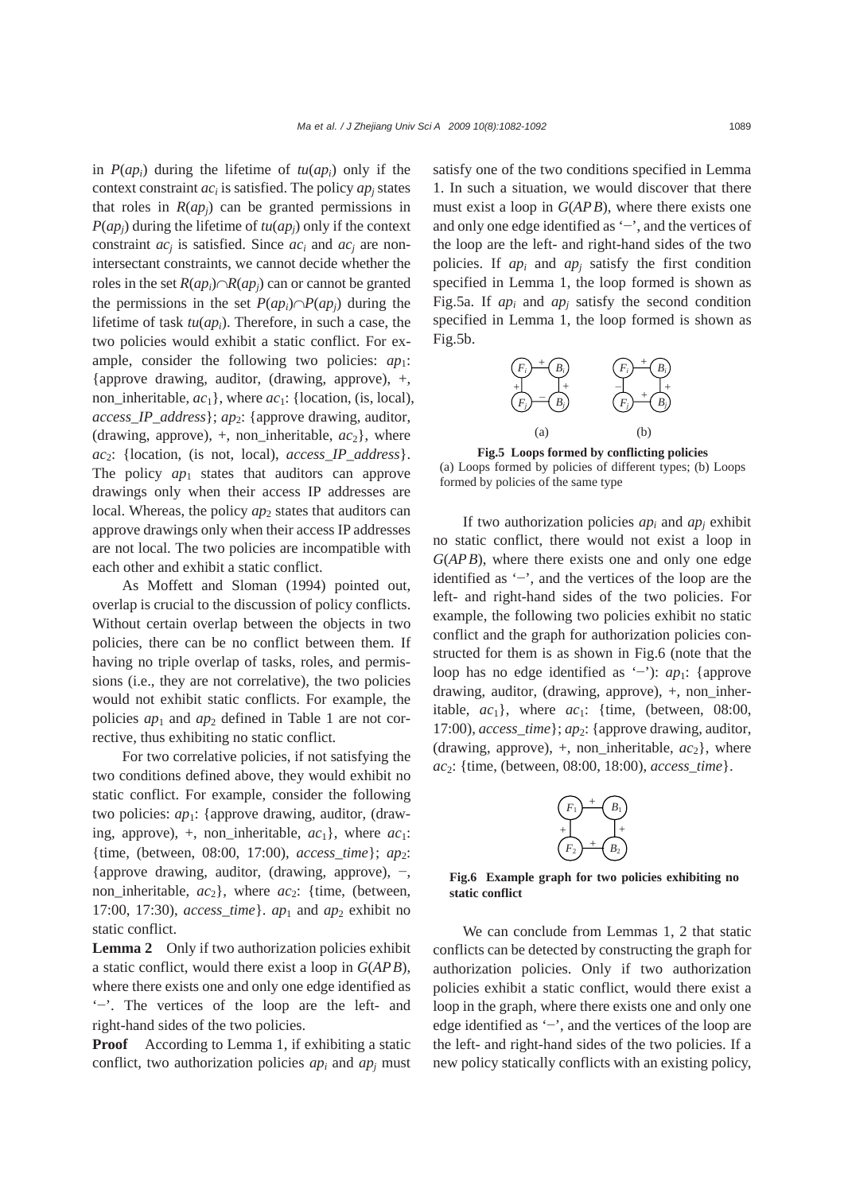in $P(ap_i)$ during the lifetime of $tu(ap_i)$ only if the context constraint $ac_i$ is satisfied. The policy $ap_j$ states that roles in $R(ap_j)$ can be granted permissions in $P(ap_j)$ during the lifetime of $tu(ap_j)$ only if the context constraint $ac_j$ is satisfied. Since $ac_i$ and $ac_j$ are non-intersectant constraints, we cannot decide whether the roles in the set $R(ap_i)\cap R(ap_j)$ can or cannot be granted the permissions in the set $P(ap_i)\cap P(ap_j)$ during the lifetime of task $tu(ap_i)$. Therefore, in such a case, the two policies would exhibit a static conflict. For example, consider the following two policies: $ap_1$: {approve drawing, auditor, (drawing, approve), +, non_inheritable, $ac_1$}, where $ac_1$: {location, (is, local), *access_IP_address*}; $ap_2$: {approve drawing, auditor, (drawing, approve), +, non_inheritable, $ac_2$}, where $ac_2$: {location, (is not, local), *access_IP_address*}. The policy $ap_1$ states that auditors can approve drawings only when their access IP addresses are local. Whereas, the policy $ap_2$ states that auditors can approve drawings only when their access IP addresses are not local. The two policies are incompatible with each other and exhibit a static conflict.

As Moffett and Sloman (1994) pointed out, overlap is crucial to the discussion of policy conflicts. Without certain overlap between the objects in two policies, there can be no conflict between them. If having no triple overlap of tasks, roles, and permissions (i.e., they are not correlative), the two policies would not exhibit static conflicts. For example, the policies $ap_1$ and $ap_2$ defined in Table 1 are not corrective, thus exhibiting no static conflict.

For two correlative policies, if not satisfying the two conditions defined above, they would exhibit no static conflict. For example, consider the following two policies: $ap_1$: {approve drawing, auditor, (drawing, approve), +, non_inheritable, $ac_1$}, where $ac_1$: {time, (between, 08:00, 17:00), *access_time*}; $ap_2$: {approve drawing, auditor, (drawing, approve), −, non_inheritable, $ac_2$}, where $ac_2$: {time, (between, 17:00, 17:30), *access_time*}. $ap_1$ and $ap_2$ exhibit no static conflict.

**Lemma 2** Only if two authorization policies exhibit a static conflict, would there exist a loop in $G(APB)$, where there exists one and only one edge identified as '−'. The vertices of the loop are the left- and right-hand sides of the two policies.

**Proof** According to Lemma 1, if exhibiting a static conflict, two authorization policies $ap_i$ and $ap_j$ must satisfy one of the two conditions specified in Lemma 1. In such a situation, we would discover that there must exist a loop in $G(APB)$, where there exists one and only one edge identified as '−', and the vertices of the loop are the left- and right-hand sides of the two policies. If $ap_i$ and $ap_j$ satisfy the first condition specified in Lemma 1, the loop formed is shown as Fig.5a. If $ap_i$ and $ap_j$ satisfy the second condition specified in Lemma 1, the loop formed is shown as Fig.5b.

**Fig.5 Loops formed by conflicting policies**
(a) Loops formed by policies of different types; (b) Loops formed by policies of the same type

If two authorization policies $ap_i$ and $ap_j$ exhibit no static conflict, there would not exist a loop in $G(APB)$, where there exists one and only one edge identified as '−', and the vertices of the loop are the left- and right-hand sides of the two policies. For example, the following two policies exhibit no static conflict and the graph for authorization policies constructed for them is as shown in Fig.6 (note that the loop has no edge identified as '−'): $ap_1$: {approve drawing, auditor, (drawing, approve), +, non_inheritable, $ac_1$}, where $ac_1$: {time, (between, 08:00, 17:00), *access_time*}; $ap_2$: {approve drawing, auditor, (drawing, approve), +, non_inheritable, $ac_2$}, where $ac_2$: {time, (between, 08:00, 18:00), *access_time*}.

**Fig.6 Example graph for two policies exhibiting no static conflict**

We can conclude from Lemmas 1, 2 that static conflicts can be detected by constructing the graph for authorization policies. Only if two authorization policies exhibit a static conflict, would there exist a loop in the graph, where there exists one and only one edge identified as '−', and the vertices of the loop are the left- and right-hand sides of the two policies. If a new policy statically conflicts with an existing policy,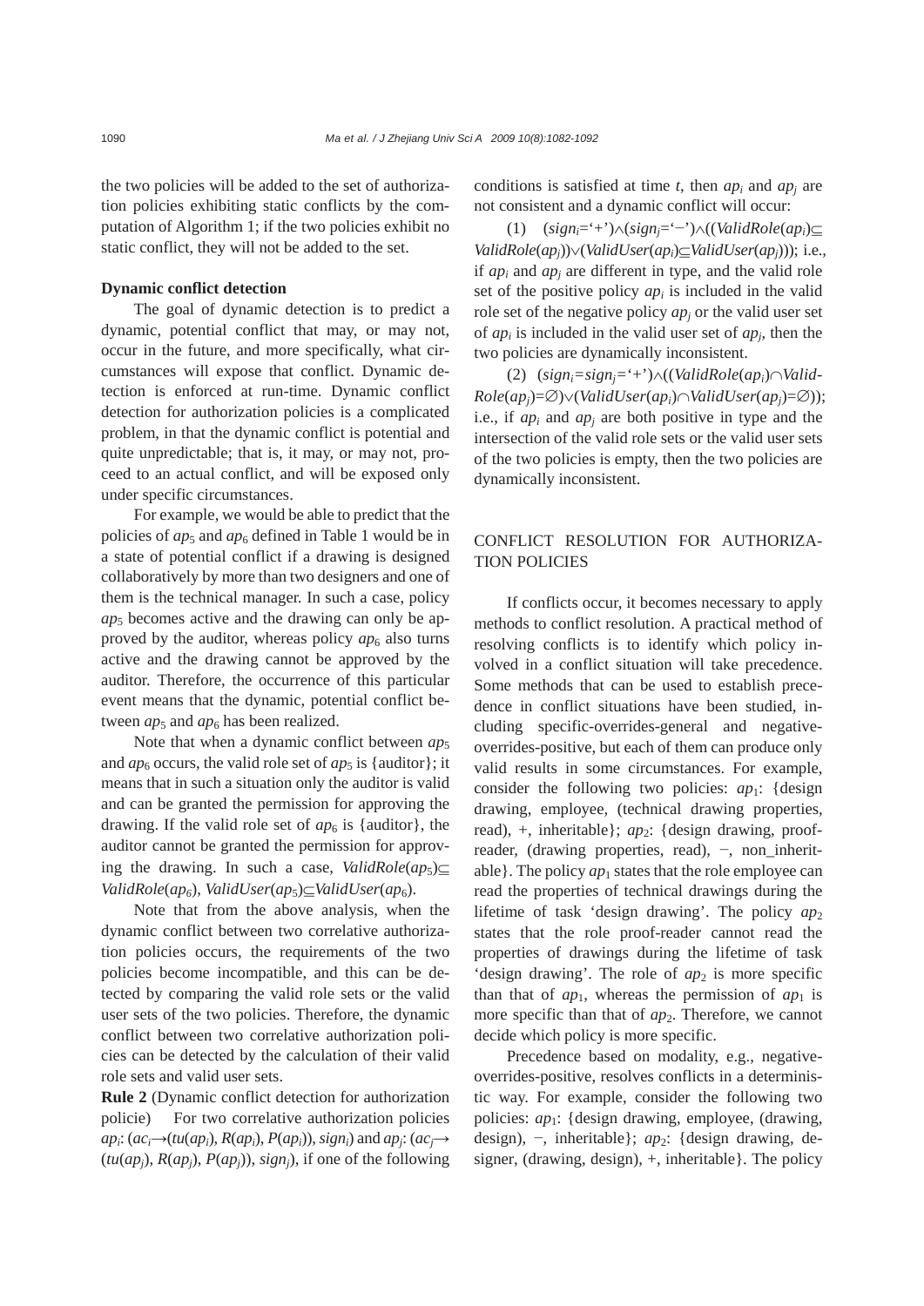the two policies will be added to the set of authorization policies exhibiting static conflicts by the computation of Algorithm 1; if the two policies exhibit no static conflict, they will not be added to the set.

### Dynamic conflict detection

The goal of dynamic detection is to predict a dynamic, potential conflict that may, or may not, occur in the future, and more specifically, what circumstances will expose that conflict. Dynamic detection is enforced at run-time. Dynamic conflict detection for authorization policies is a complicated problem, in that the dynamic conflict is potential and quite unpredictable; that is, it may, or may not, proceed to an actual conflict, and will be exposed only under specific circumstances.

For example, we would be able to predict that the policies of $ap_5$ and $ap_6$ defined in Table 1 would be in a state of potential conflict if a drawing is designed collaboratively by more than two designers and one of them is the technical manager. In such a case, policy $ap_5$ becomes active and the drawing can only be approved by the auditor, whereas policy $ap_6$ also turns active and the drawing cannot be approved by the auditor. Therefore, the occurrence of this particular event means that the dynamic, potential conflict between $ap_5$ and $ap_6$ has been realized.

Note that when a dynamic conflict between $ap_5$ and $ap_6$ occurs, the valid role set of $ap_5$ is {auditor}; it means that in such a situation only the auditor is valid and can be granted the permission for approving the drawing. If the valid role set of $ap_6$ is {auditor}, the auditor cannot be granted the permission for approving the drawing. In such a case, $ValidRole(ap_5)\subseteq ValidRole(ap_6)$, $ValidUser(ap_5)\subseteq ValidUser(ap_6)$.

Note that from the above analysis, when the dynamic conflict between two correlative authorization policies occurs, the requirements of the two policies become incompatible, and this can be detected by comparing the valid role sets or the valid user sets of the two policies. Therefore, the dynamic conflict between two correlative authorization policies can be detected by the calculation of their valid role sets and valid user sets.

**Rule 2** (Dynamic conflict detection for authorization policie) For two correlative authorization policies $ap_i$: $(ac_i\rightarrow(tu(ap_i), R(ap_i), P(ap_i)), sign_i)$ and $ap_j$: $(ac_j\rightarrow(tu(ap_j), R(ap_j), P(ap_j)), sign_j)$, if one of the following conditions is satisfied at time $t$, then $ap_i$ and $ap_j$ are not consistent and a dynamic conflict will occur:

(1) $(sign_i=\text{'+'})\wedge(sign_j=\text{'−'})\wedge((ValidRole(ap_i)\subseteq ValidRole(ap_j))\vee(ValidUser(ap_i)\subseteq ValidUser(ap_j)))$; i.e., if $ap_i$ and $ap_j$ are different in type, and the valid role set of the positive policy $ap_i$ is included in the valid role set of the negative policy $ap_j$ or the valid user set of $ap_i$ is included in the valid user set of $ap_j$, then the two policies are dynamically inconsistent.

(2) $(sign_i=sign_j=\text{'+'})\wedge((ValidRole(ap_i)\cap ValidRole(ap_j)=\varnothing)\vee(ValidUser(ap_i)\cap ValidUser(ap_j)=\varnothing))$; i.e., if $ap_i$ and $ap_j$ are both positive in type and the intersection of the valid role sets or the valid user sets of the two policies is empty, then the two policies are dynamically inconsistent.

## CONFLICT RESOLUTION FOR AUTHORIZATION POLICIES

If conflicts occur, it becomes necessary to apply methods to conflict resolution. A practical method of resolving conflicts is to identify which policy involved in a conflict situation will take precedence. Some methods that can be used to establish precedence in conflict situations have been studied, including specific-overrides-general and negative-overrides-positive, but each of them can produce only valid results in some circumstances. For example, consider the following two policies: $ap_1$: {design drawing, employee, (technical drawing properties, read), +, inheritable}; $ap_2$: {design drawing, proof-reader, (drawing properties, read), −, non_inheritable}. The policy $ap_1$ states that the role employee can read the properties of technical drawings during the lifetime of task 'design drawing'. The policy $ap_2$ states that the role proof-reader cannot read the properties of drawings during the lifetime of task 'design drawing'. The role of $ap_2$ is more specific than that of $ap_1$, whereas the permission of $ap_1$ is more specific than that of $ap_2$. Therefore, we cannot decide which policy is more specific.

Precedence based on modality, e.g., negative-overrides-positive, resolves conflicts in a deterministic way. For example, consider the following two policies: $ap_1$: {design drawing, employee, (drawing, design), −, inheritable}; $ap_2$: {design drawing, designer, (drawing, design), +, inheritable}. The policy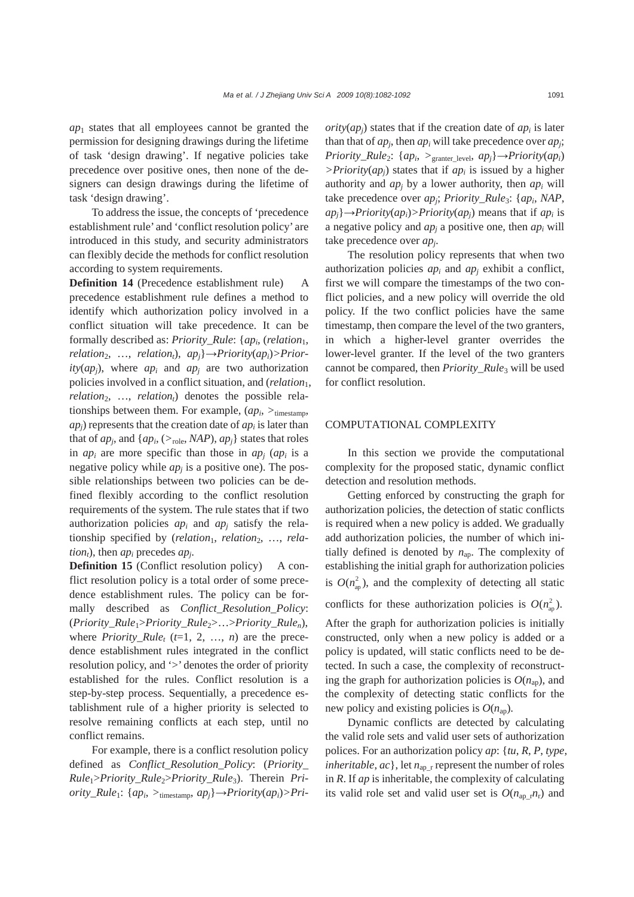$ap_1$ states that all employees cannot be granted the permission for designing drawings during the lifetime of task 'design drawing'. If negative policies take precedence over positive ones, then none of the designers can design drawings during the lifetime of task 'design drawing'.

To address the issue, the concepts of 'precedence establishment rule' and 'conflict resolution policy' are introduced in this study, and security administrators can flexibly decide the methods for conflict resolution according to system requirements.

**Definition 14** (Precedence establishment rule) A precedence establishment rule defines a method to identify which authorization policy involved in a conflict situation will take precedence. It can be formally described as: *Priority_Rule*: $\{ap_i, (relation_1, relation_2, \ldots, relation_t), ap_j\} \rightarrow Priority(ap_i) > Priority(ap_j)$, where $ap_i$ and $ap_j$ are two authorization policies involved in a conflict situation, and $(relation_1, relation_2, \ldots, relation_t)$ denotes the possible relationships between them. For example, $(ap_i, >_{\text{timestamp}}, ap_j)$ represents that the creation date of $ap_i$ is later than that of $ap_j$, and $\{ap_i, (>_{\text{role}}, NAP), ap_j\}$ states that roles in $ap_i$ are more specific than those in $ap_j$ ($ap_i$ is a negative policy while $ap_j$ is a positive one). The possible relationships between two policies can be defined flexibly according to the conflict resolution requirements of the system. The rule states that if two authorization policies $ap_i$ and $ap_j$ satisfy the relationship specified by $(relation_1, relation_2, \ldots, relation_t)$, then $ap_i$ precedes $ap_j$.

**Definition 15** (Conflict resolution policy) A conflict resolution policy is a total order of some precedence establishment rules. The policy can be formally described as *Conflict_Resolution_Policy*: $(Priority\_Rule_1 > Priority\_Rule_2 > \ldots > Priority\_Rule_n)$, where $Priority\_Rule_t$ ($t$=1, 2, …, $n$) are the precedence establishment rules integrated in the conflict resolution policy, and '>' denotes the order of priority established for the rules. Conflict resolution is a step-by-step process. Sequentially, a precedence establishment rule of a higher priority is selected to resolve remaining conflicts at each step, until no conflict remains.

For example, there is a conflict resolution policy defined as *Conflict_Resolution_Policy*: $(Priority\_Rule_1 > Priority\_Rule_2 > Priority\_Rule_3)$. Therein $Priority\_Rule_1$: $\{ap_i, >_{\text{timestamp}}, ap_j\} \rightarrow Priority(ap_i) > Priority(ap_j)$ states that if the creation date of $ap_i$ is later than that of $ap_j$, then $ap_i$ will take precedence over $ap_j$; $Priority\_Rule_2$: $\{ap_i, >_{\text{granter\_level}}, ap_j\} \rightarrow Priority(ap_i) > Priority(ap_j)$ states that if $ap_i$ is issued by a higher authority and $ap_j$ by a lower authority, then $ap_i$ will take precedence over $ap_j$; $Priority\_Rule_3$: $\{ap_i, NAP, ap_j\} \rightarrow Priority(ap_i) > Priority(ap_j)$ means that if $ap_i$ is a negative policy and $ap_j$ a positive one, then $ap_i$ will take precedence over $ap_j$.

The resolution policy represents that when two authorization policies $ap_i$ and $ap_j$ exhibit a conflict, first we will compare the timestamps of the two conflict policies, and a new policy will override the old policy. If the two conflict policies have the same timestamp, then compare the level of the two granters, in which a higher-level granter overrides the lower-level granter. If the level of the two granters cannot be compared, then $Priority\_Rule_3$ will be used for conflict resolution.

## COMPUTATIONAL COMPLEXITY

In this section we provide the computational complexity for the proposed static, dynamic conflict detection and resolution methods.

Getting enforced by constructing the graph for authorization policies, the detection of static conflicts is required when a new policy is added. We gradually add authorization policies, the number of which initially defined is denoted by $n_{\text{ap}}$. The complexity of establishing the initial graph for authorization policies is $O(n_{\text{ap}}^2)$, and the complexity of detecting all static conflicts for these authorization policies is $O(n_{\text{ap}}^2)$. After the graph for authorization policies is initially constructed, only when a new policy is added or a policy is updated, will static conflicts need to be detected. In such a case, the complexity of reconstructing the graph for authorization policies is $O(n_{\text{ap}})$, and the complexity of detecting static conflicts for the new policy and existing policies is $O(n_{\text{ap}})$.

Dynamic conflicts are detected by calculating the valid role sets and valid user sets of authorization polices. For an authorization policy $ap$: $\{tu, R, P, type, inheritable, ac\}$, let $n_{\text{ap\_r}}$ represent the number of roles in $R$. If $ap$ is inheritable, the complexity of calculating its valid role set and valid user set is $O(n_{\text{ap\_r}} n_{\text{r}})$ and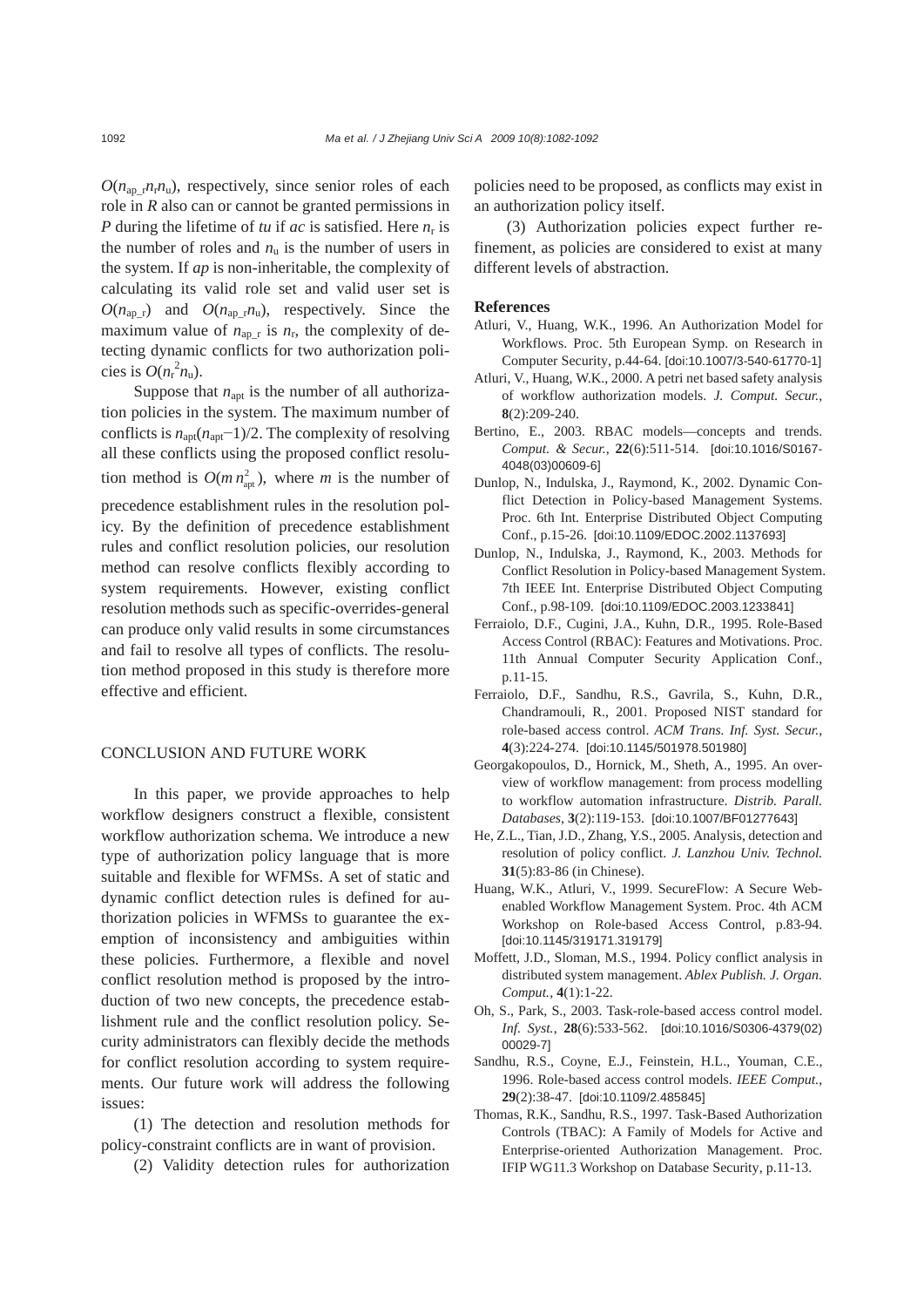$O(n_{ap\_r}n_rn_u)$, respectively, since senior roles of each role in *R* also can or cannot be granted permissions in *P* during the lifetime of *tu* if *ac* is satisfied. Here $n_r$ is the number of roles and $n_u$ is the number of users in the system. If *ap* is non-inheritable, the complexity of calculating its valid role set and valid user set is $O(n_{ap\_r})$ and $O(n_{ap\_r}n_u)$, respectively. Since the maximum value of $n_{ap\_r}$ is $n_r$, the complexity of detecting dynamic conflicts for two authorization policies is $O(n_r^2n_u)$.

Suppose that $n_{apt}$ is the number of all authorization policies in the system. The maximum number of conflicts is $n_{apt}(n_{apt}-1)/2$. The complexity of resolving all these conflicts using the proposed conflict resolution method is $O(m\,n_{apt}^2)$, where *m* is the number of precedence establishment rules in the resolution policy. By the definition of precedence establishment rules and conflict resolution policies, our resolution method can resolve conflicts flexibly according to system requirements. However, existing conflict resolution methods such as specific-overrides-general can produce only valid results in some circumstances and fail to resolve all types of conflicts. The resolution method proposed in this study is therefore more effective and efficient.

## CONCLUSION AND FUTURE WORK

In this paper, we provide approaches to help workflow designers construct a flexible, consistent workflow authorization schema. We introduce a new type of authorization policy language that is more suitable and flexible for WFMSs. A set of static and dynamic conflict detection rules is defined for authorization policies in WFMSs to guarantee the exemption of inconsistency and ambiguities within these policies. Furthermore, a flexible and novel conflict resolution method is proposed by the introduction of two new concepts, the precedence establishment rule and the conflict resolution policy. Security administrators can flexibly decide the methods for conflict resolution according to system requirements. Our future work will address the following issues:

(1) The detection and resolution methods for policy-constraint conflicts are in want of provision.

(2) Validity detection rules for authorization policies need to be proposed, as conflicts may exist in an authorization policy itself.

(3) Authorization policies expect further refinement, as policies are considered to exist at many different levels of abstraction.

## References

Atluri, V., Huang, W.K., 1996. An Authorization Model for Workflows. Proc. 5th European Symp. on Research in Computer Security, p.44-64. [doi:10.1007/3-540-61770-1]

Atluri, V., Huang, W.K., 2000. A petri net based safety analysis of workflow authorization models. *J. Comput. Secur.*, **8**(2):209-240.

Bertino, E., 2003. RBAC models—concepts and trends. *Comput. & Secur.*, **22**(6):511-514. [doi:10.1016/S0167-4048(03)00609-6]

Dunlop, N., Indulska, J., Raymond, K., 2002. Dynamic Conflict Detection in Policy-based Management Systems. Proc. 6th Int. Enterprise Distributed Object Computing Conf., p.15-26. [doi:10.1109/EDOC.2002.1137693]

Dunlop, N., Indulska, J., Raymond, K., 2003. Methods for Conflict Resolution in Policy-based Management System. 7th IEEE Int. Enterprise Distributed Object Computing Conf., p.98-109. [doi:10.1109/EDOC.2003.1233841]

Ferraiolo, D.F., Cugini, J.A., Kuhn, D.R., 1995. Role-Based Access Control (RBAC): Features and Motivations. Proc. 11th Annual Computer Security Application Conf., p.11-15.

Ferraiolo, D.F., Sandhu, R.S., Gavrila, S., Kuhn, D.R., Chandramouli, R., 2001. Proposed NIST standard for role-based access control. *ACM Trans. Inf. Syst. Secur.*, **4**(3):224-274. [doi:10.1145/501978.501980]

Georgakopoulos, D., Hornick, M., Sheth, A., 1995. An overview of workflow management: from process modelling to workflow automation infrastructure. *Distrib. Parall. Databases*, **3**(2):119-153. [doi:10.1007/BF01277643]

He, Z.L., Tian, J.D., Zhang, Y.S., 2005. Analysis, detection and resolution of policy conflict. *J. Lanzhou Univ. Technol.* **31**(5):83-86 (in Chinese).

Huang, W.K., Atluri, V., 1999. SecureFlow: A Secure Web-enabled Workflow Management System. Proc. 4th ACM Workshop on Role-based Access Control, p.83-94. [doi:10.1145/319171.319179]

Moffett, J.D., Sloman, M.S., 1994. Policy conflict analysis in distributed system management. *Ablex Publish. J. Organ. Comput.*, **4**(1):1-22.

Oh, S., Park, S., 2003. Task-role-based access control model. *Inf. Syst.*, **28**(6):533-562. [doi:10.1016/S0306-4379(02)00029-7]

Sandhu, R.S., Coyne, E.J., Feinstein, H.L., Youman, C.E., 1996. Role-based access control models. *IEEE Comput.*, **29**(2):38-47. [doi:10.1109/2.485845]

Thomas, R.K., Sandhu, R.S., 1997. Task-Based Authorization Controls (TBAC): A Family of Models for Active and Enterprise-oriented Authorization Management. Proc. IFIP WG11.3 Workshop on Database Security, p.11-13.